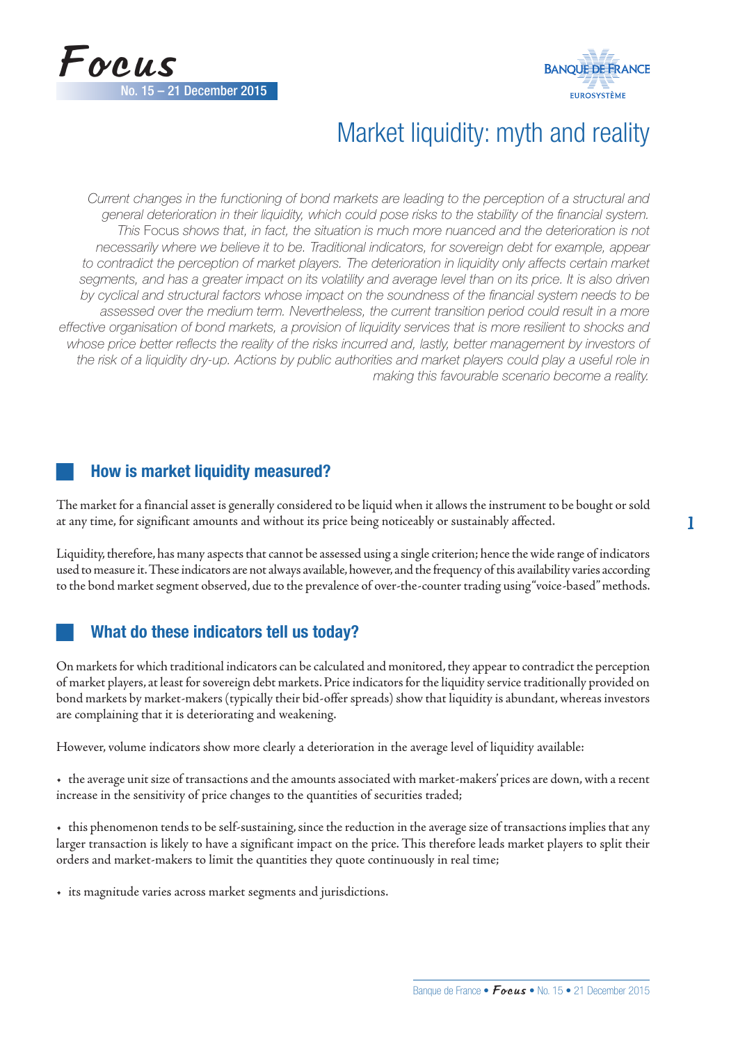# Market liquidity: myth and reality

*Current changes in the functioning of bond markets are leading to the perception of a structural and general deterioration in their liquidity, which could pose risks to the stability of the financial system. This* Focus *shows that, in fact, the situation is much more nuanced and the deterioration is not necessarily where we believe it to be. Traditional indicators, for sovereign debt for example, appear to contradict the perception of market players. The deterioration in liquidity only affects certain market segments, and has a greater impact on its volatility and average level than on its price. It is also driven by cyclical and structural factors whose impact on the soundness of the financial system needs to be assessed over the medium term. Nevertheless, the current transition period could result in a more effective organisation of bond markets, a provision of liquidity services that is more resilient to shocks and whose price better reflects the reality of the risks incurred and, lastly, better management by investors of the risk of a liquidity dry-up. Actions by public authorities and market players could play a useful role in making this favourable scenario become a reality.*

## How is market liquidity measured?

The market for a financial asset is generally considered to be liquid when it allows the instrument to be bought or sold at any time, for significant amounts and without its price being noticeably or sustainably affected.

Liquidity, therefore, has many aspects that cannot be assessed using a single criterion; hence the wide range of indicators used to measure it. These indicators are not always available, however, and the frequency of this availability varies according to the bond market segment observed, due to the prevalence of over-the-counter trading using "voice-based" methods.

## What do these indicators tell us today?

On markets for which traditional indicators can be calculated and monitored, they appear to contradict the perception of market players, at least for sovereign debt markets. Price indicators for the liquidity service traditionally provided on bond markets by market-makers (typically their bid-offer spreads) show that liquidity is abundant, whereas investors are complaining that it is deteriorating and weakening.

However, volume indicators show more clearly a deterioration in the average level of liquidity available:

- the average unit size of transactions and the amounts associated with market-makers' prices are down, with a recent increase in the sensitivity of price changes to the quantities of securities traded;
- this phenomenon tends to be self-sustaining, since the reduction in the average size of transactions implies that any larger transaction is likely to have a significant impact on the price. This therefore leads market players to split their orders and market-makers to limit the quantities they quote continuously in real time;
- its magnitude varies across market segments and jurisdictions.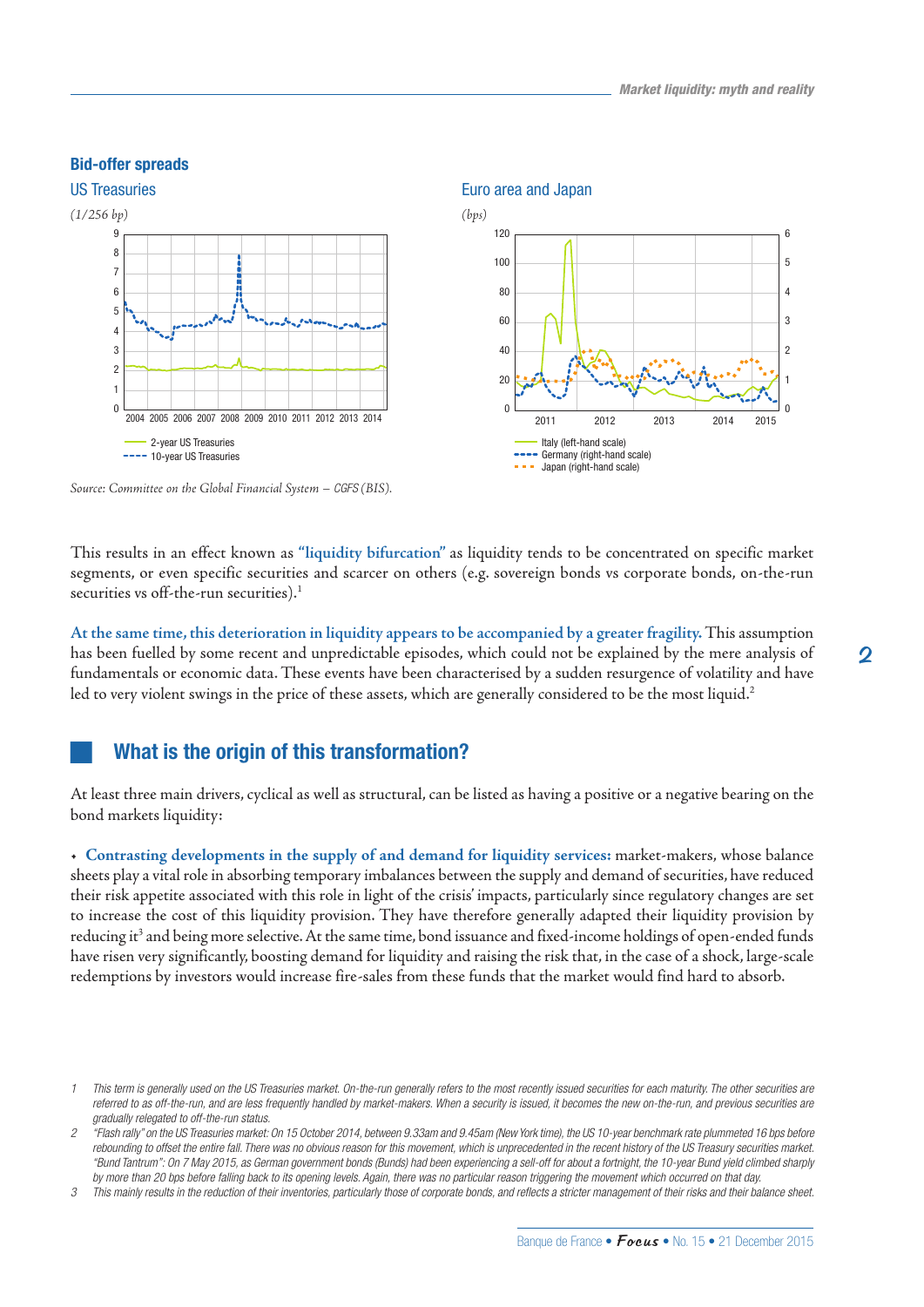**Bid-offer spreads**

US Treasuries

*(1/256 bp)*

Euro area and Japan

*(bps)*

Source: Committee on the Global Financial System – CGFS (BIS).

This results in an effect known as **"liquidity bifurcation"** as liquidity tends to be concentrated on specific market segments, or even specific securities and scarcer on others (e.g. sovereign bonds vs corporate bonds, on-the-run securities vs off-the-run securities).[1]

**At the same time, this deterioration in liquidity appears to be accompanied by a greater fragility.** This assumption has been fuelled by some recent and unpredictable episodes, which could not be explained by the mere analysis of fundamentals or economic data. These events have been characterised by a sudden resurgence of volatility and have led to very violent swings in the price of these assets, which are generally considered to be the most liquid.[2]

## What is the origin of this transformation?

At least three main drivers, cyclical as well as structural, can be listed as having a positive or a negative bearing on the bond markets liquidity:

- **Contrasting developments in the supply of and demand for liquidity services:** market-makers, whose balance sheets play a vital role in absorbing temporary imbalances between the supply and demand of securities, have reduced their risk appetite associated with this role in light of the crisis' impacts, particularly since regulatory changes are set to increase the cost of this liquidity provision. They have therefore generally adapted their liquidity provision by reducing it[3] and being more selective. At the same time, bond issuance and fixed-income holdings of open-ended funds have risen very significantly, boosting demand for liquidity and raising the risk that, in the case of a shock, large-scale redemptions by investors would increase fire-sales from these funds that the market would find hard to absorb.

---

1 *This term is generally used on the US Treasuries market. On-the-run generally refers to the most recently issued securities for each maturity. The other securities are referred to as off-the-run, and are less frequently handled by market-makers. When a security is issued, it becomes the new on-the-run, and previous securities are gradually relegated to off-the-run status.*

2 *"Flash rally" on the US Treasuries market: On 15 October 2014, between 9.33am and 9.45am (New York time), the US 10-year benchmark rate plummeted 16 bps before rebounding to offset the entire fall. There was no obvious reason for this movement, which is unprecedented in the recent history of the US Treasury securities market. "Bund Tantrum": On 7 May 2015, as German government bonds (Bunds) had been experiencing a sell-off for about a fortnight, the 10-year Bund yield climbed sharply by more than 20 bps before falling back to its opening levels. Again, there was no particular reason triggering the movement which occurred on that day.*

3 *This mainly results in the reduction of their inventories, particularly those of corporate bonds, and reflects a stricter management of their risks and their balance sheet.*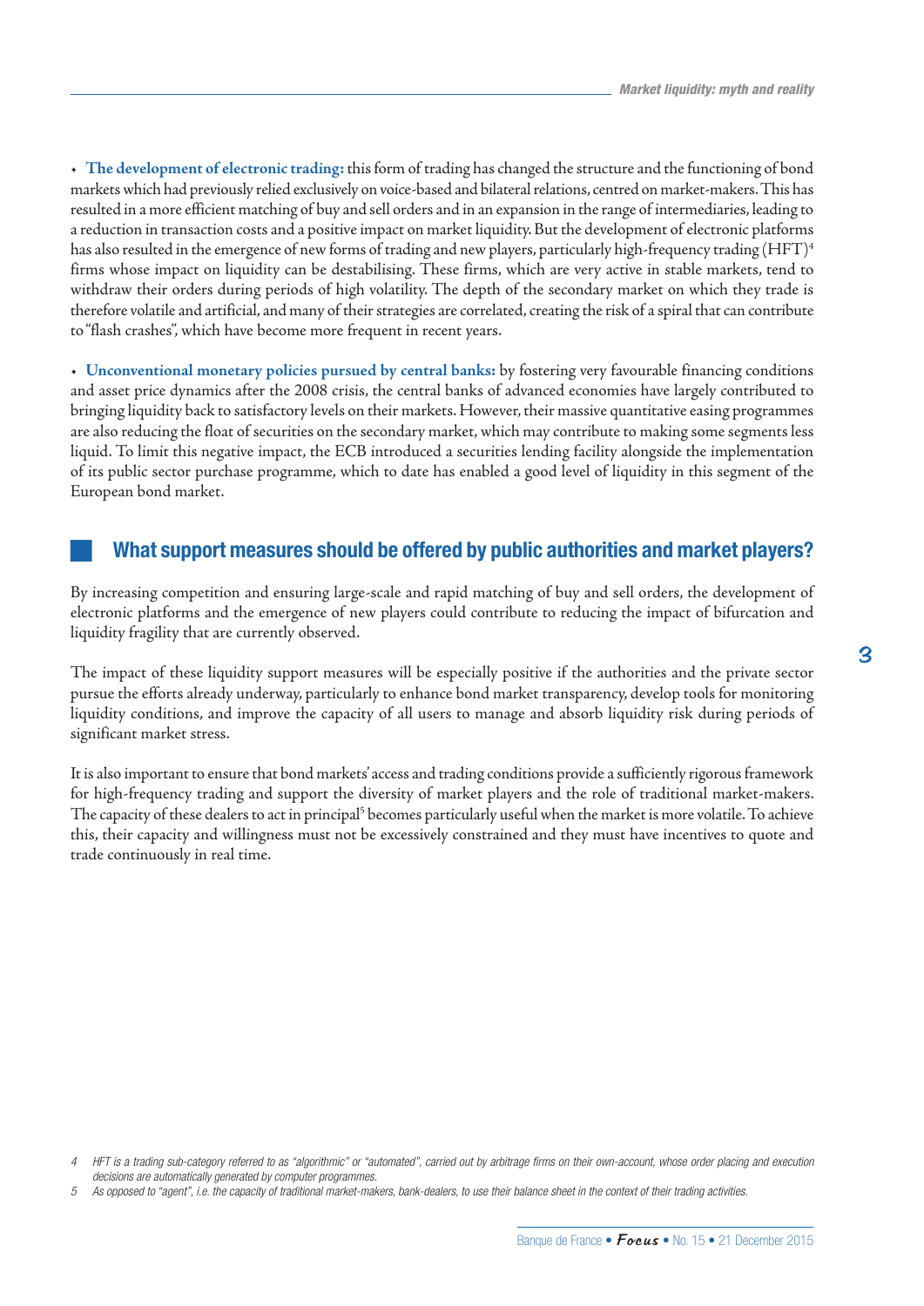- **The development of electronic trading:** this form of trading has changed the structure and the functioning of bond markets which had previously relied exclusively on voice-based and bilateral relations, centred on market-makers. This has resulted in a more efficient matching of buy and sell orders and in an expansion in the range of intermediaries, leading to a reduction in transaction costs and a positive impact on market liquidity. But the development of electronic platforms has also resulted in the emergence of new forms of trading and new players, particularly high-frequency trading (HFT)[4] firms whose impact on liquidity can be destabilising. These firms, which are very active in stable markets, tend to withdraw their orders during periods of high volatility. The depth of the secondary market on which they trade is therefore volatile and artificial, and many of their strategies are correlated, creating the risk of a spiral that can contribute to "flash crashes", which have become more frequent in recent years.

- **Unconventional monetary policies pursued by central banks:** by fostering very favourable financing conditions and asset price dynamics after the 2008 crisis, the central banks of advanced economies have largely contributed to bringing liquidity back to satisfactory levels on their markets. However, their massive quantitative easing programmes are also reducing the float of securities on the secondary market, which may contribute to making some segments less liquid. To limit this negative impact, the ECB introduced a securities lending facility alongside the implementation of its public sector purchase programme, which to date has enabled a good level of liquidity in this segment of the European bond market.

## What support measures should be offered by public authorities and market players?

By increasing competition and ensuring large-scale and rapid matching of buy and sell orders, the development of electronic platforms and the emergence of new players could contribute to reducing the impact of bifurcation and liquidity fragility that are currently observed.

The impact of these liquidity support measures will be especially positive if the authorities and the private sector pursue the efforts already underway, particularly to enhance bond market transparency, develop tools for monitoring liquidity conditions, and improve the capacity of all users to manage and absorb liquidity risk during periods of significant market stress.

It is also important to ensure that bond markets' access and trading conditions provide a sufficiently rigorous framework for high-frequency trading and support the diversity of market players and the role of traditional market-makers. The capacity of these dealers to act in principal[5] becomes particularly useful when the market is more volatile. To achieve this, their capacity and willingness must not be excessively constrained and they must have incentives to quote and trade continuously in real time.

---

*4 HFT is a trading sub-category referred to as "algorithmic" or "automated", carried out by arbitrage firms on their own-account, whose order placing and execution decisions are automatically generated by computer programmes.*

*5 As opposed to "agent", i.e. the capacity of traditional market-makers, bank-dealers, to use their balance sheet in the context of their trading activities.*